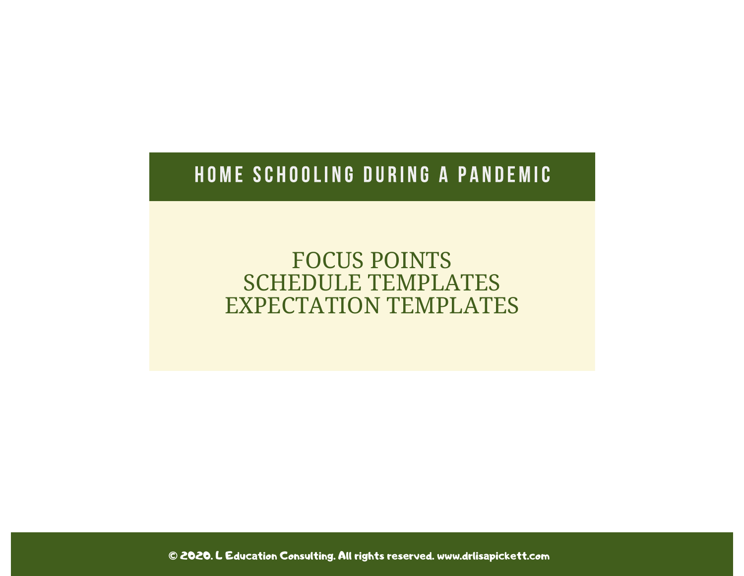# HOME SCHOOLING DURING A PANDEMIC

FOCUS POINTS
SCHEDULE TEMPLATES
EXPECTATION TEMPLATES

© 2020. L Education Consulting. All rights reserved. www.drlisapickett.com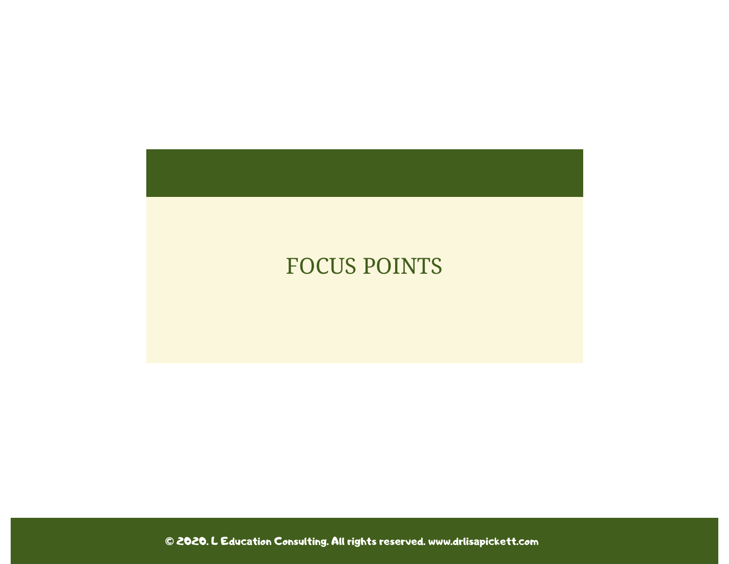# FOCUS POINTS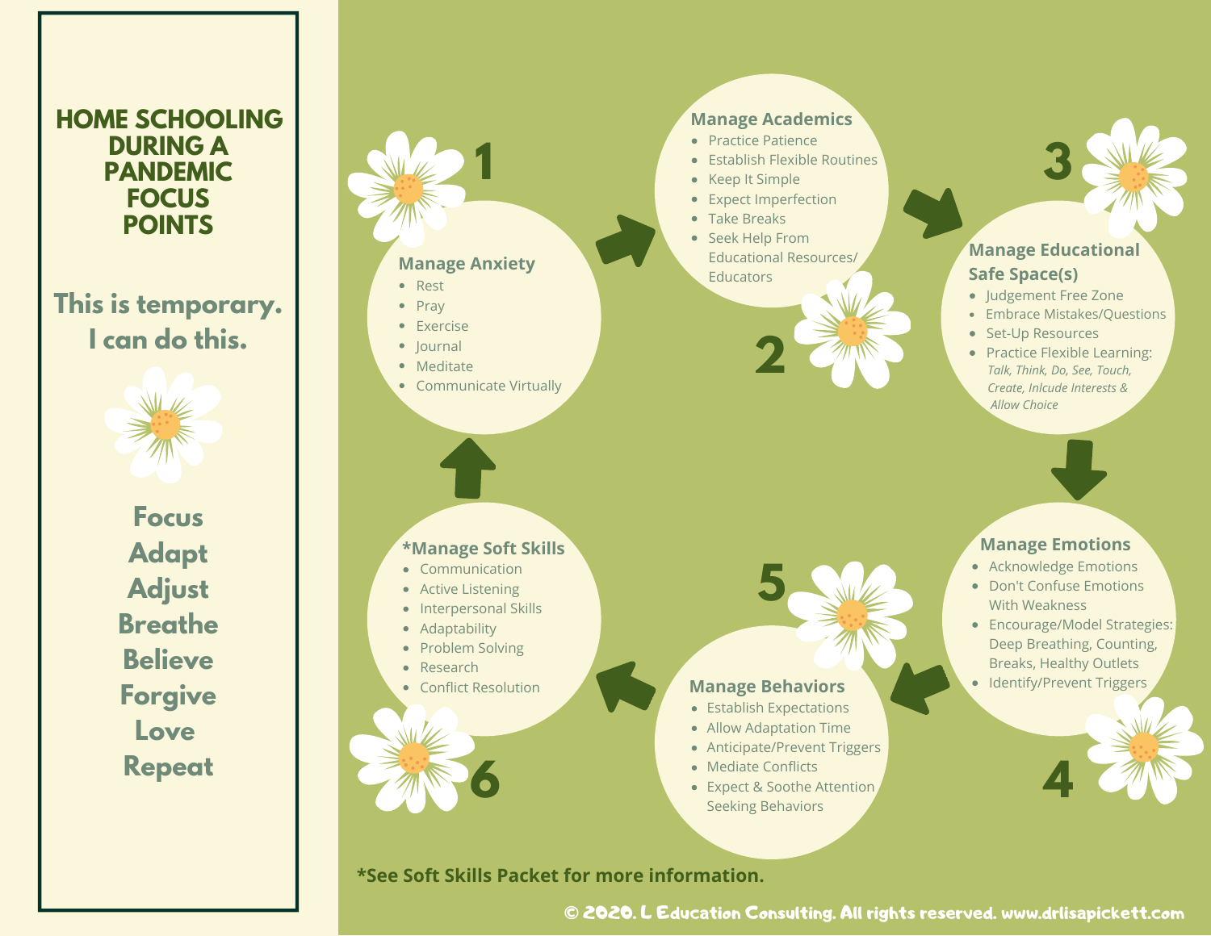# HOME SCHOOLING DURING A PANDEMIC FOCUS POINTS

## This is temporary. I can do this.

Focus
Adapt
Adjust
Breathe
Believe
Forgive
Love
Repeat

### 1 Manage Anxiety

- Rest
- Pray
- Exercise
- Journal
- Meditate
- Communicate Virtually

### 2 Manage Academics

- Practice Patience
- Establish Flexible Routines
- Keep It Simple
- Expect Imperfection
- Take Breaks
- Seek Help From Educational Resources/ Educators

### 3 Manage Educational Safe Space(s)

- Judgement Free Zone
- Embrace Mistakes/Questions
- Set-Up Resources
- Practice Flexible Learning: *Talk, Think, Do, See, Touch, Create, Inlcude Interests & Allow Choice*

### 4 Manage Emotions

- Acknowledge Emotions
- Don't Confuse Emotions With Weakness
- Encourage/Model Strategies: Deep Breathing, Counting, Breaks, Healthy Outlets
- Identify/Prevent Triggers

### 5 Manage Behaviors

- Establish Expectations
- Allow Adaptation Time
- Anticipate/Prevent Triggers
- Mediate Conflicts
- Expect & Soothe Attention Seeking Behaviors

### 6 *Manage Soft Skills

- Communication
- Active Listening
- Interpersonal Skills
- Adaptability
- Problem Solving
- Research
- Conflict Resolution

**\*See Soft Skills Packet for more information.**

© 2020. L Education Consulting. All rights reserved. www.drlisapickett.com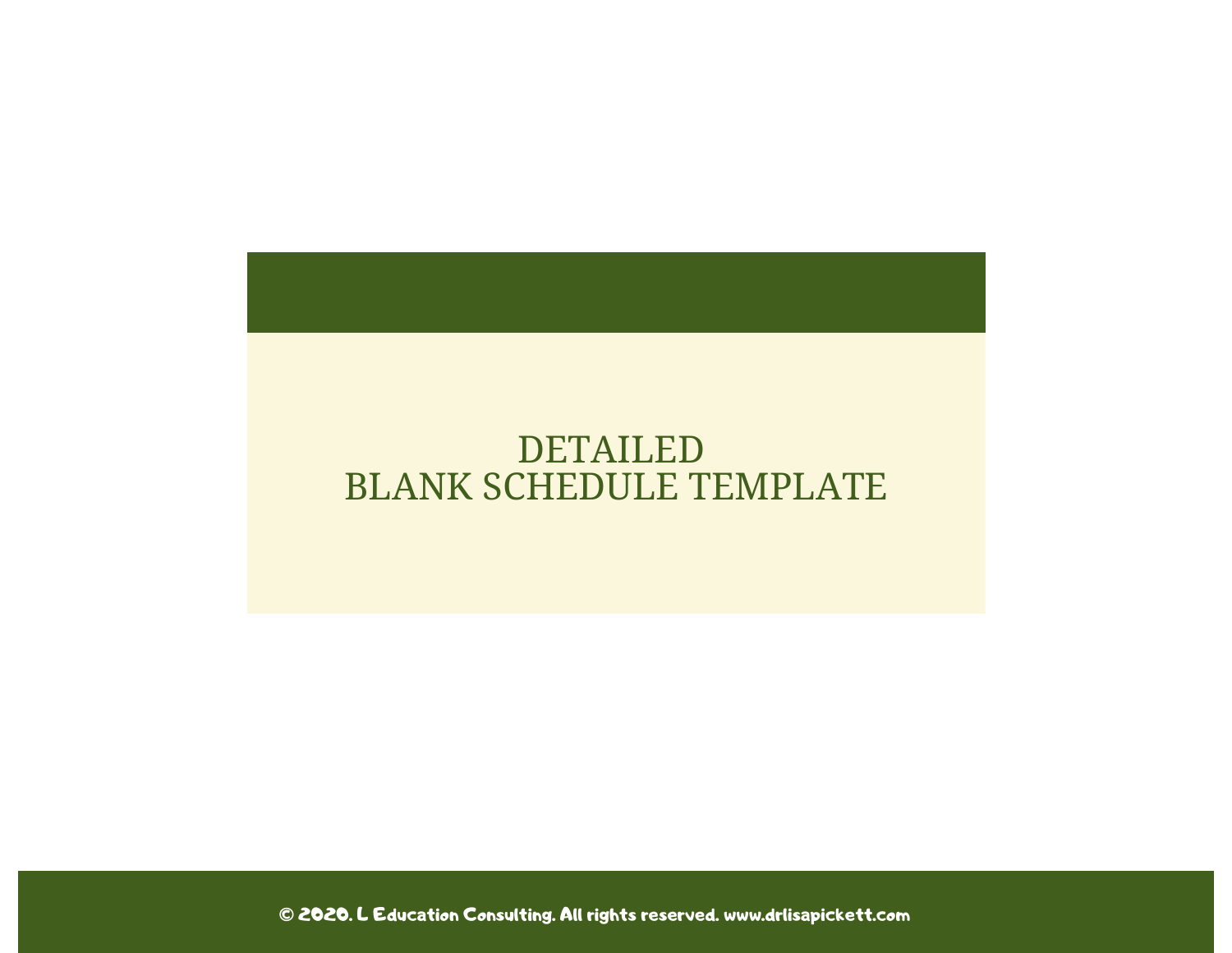# DETAILED
# BLANK SCHEDULE TEMPLATE

© 2020. L Education Consulting. All rights reserved. www.drlisapickett.com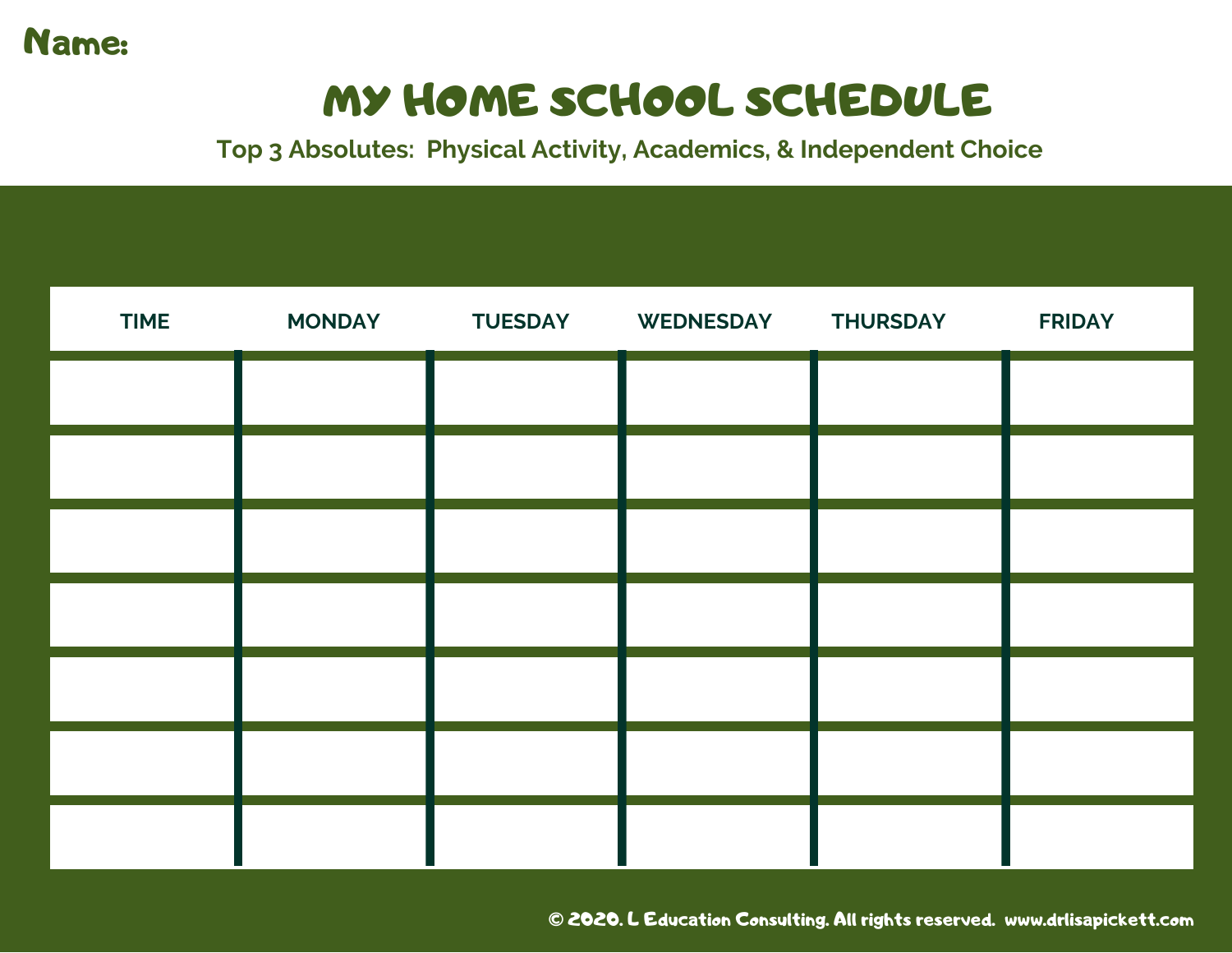**Name:**

# MY HOME SCHOOL SCHEDULE

**Top 3 Absolutes: Physical Activity, Academics, & Independent Choice**

| TIME | MONDAY | TUESDAY | WEDNESDAY | THURSDAY | FRIDAY |
|---|---|---|---|---|---|
| | | | | | |
| | | | | | |
| | | | | | |
| | | | | | |
| | | | | | |
| | | | | | |
| | | | | | |

© 2020. L Education Consulting. All rights reserved. www.drlisapickett.com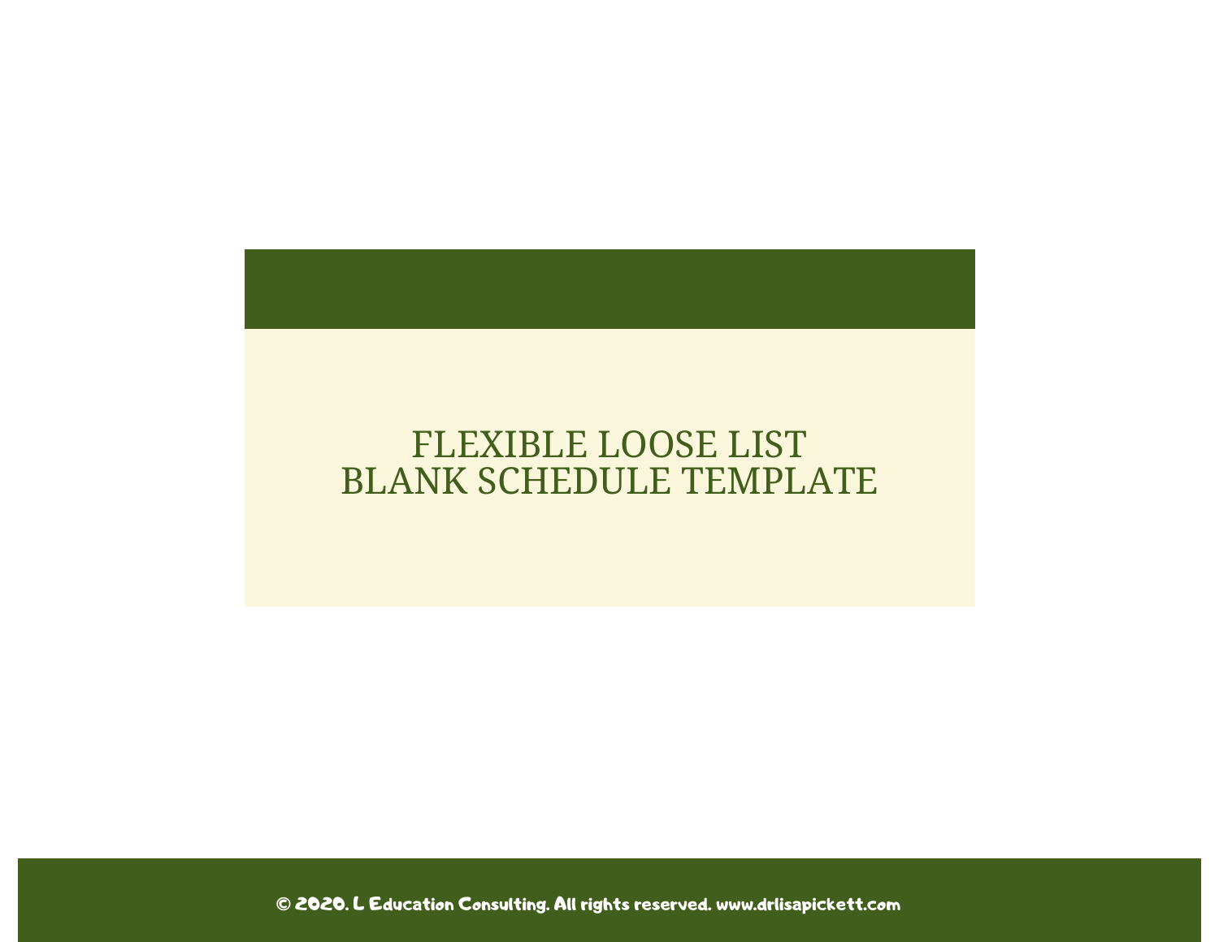# FLEXIBLE LOOSE LIST BLANK SCHEDULE TEMPLATE

© 2020. L Education Consulting. All rights reserved. www.drlisapickett.com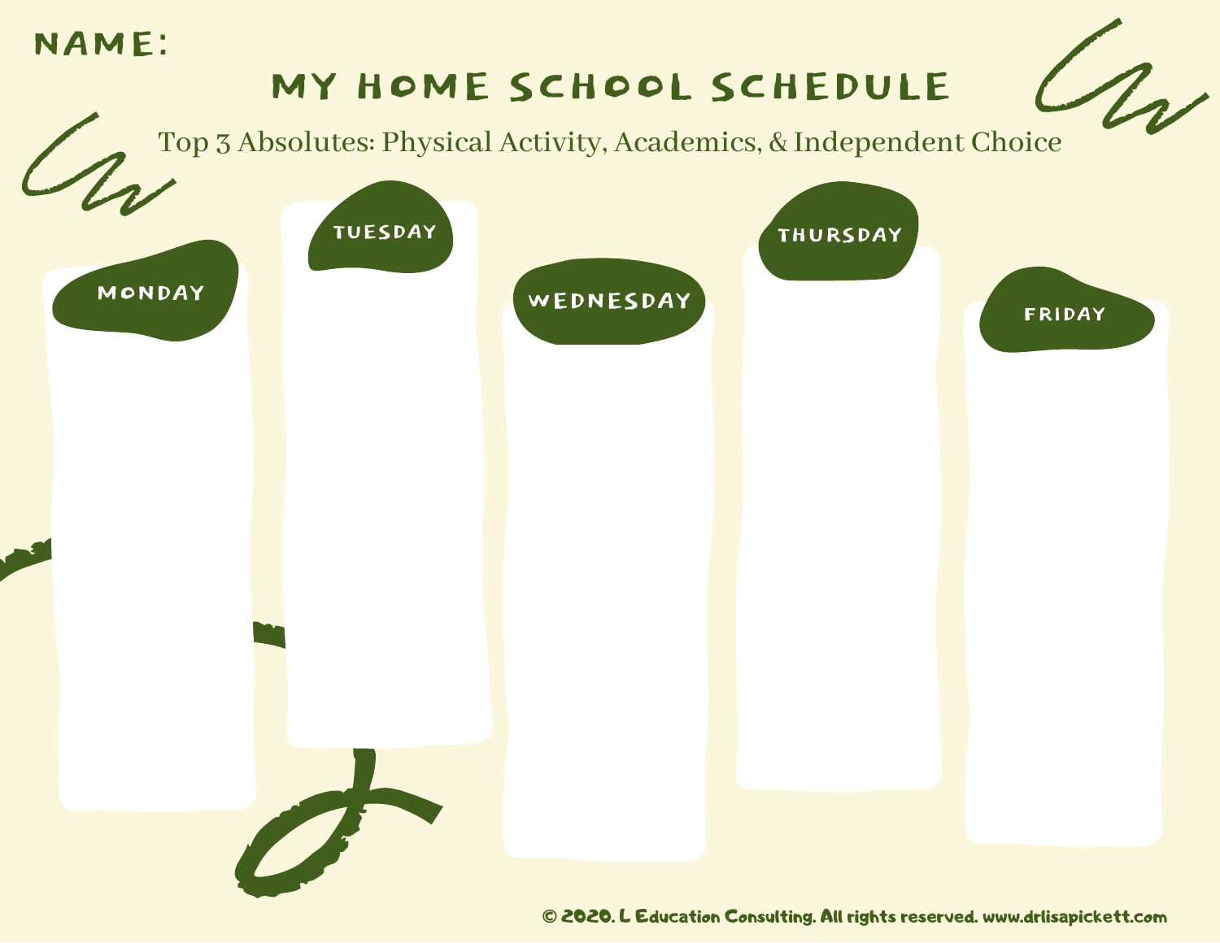NAME:

# MY HOME SCHOOL SCHEDULE

Top 3 Absolutes: Physical Activity, Academics, & Independent Choice

| MONDAY | TUESDAY | WEDNESDAY | THURSDAY | FRIDAY |
| --- | --- | --- | --- | --- |
| | | | | |

© 2020. L Education Consulting. All rights reserved. www.drlisapickett.com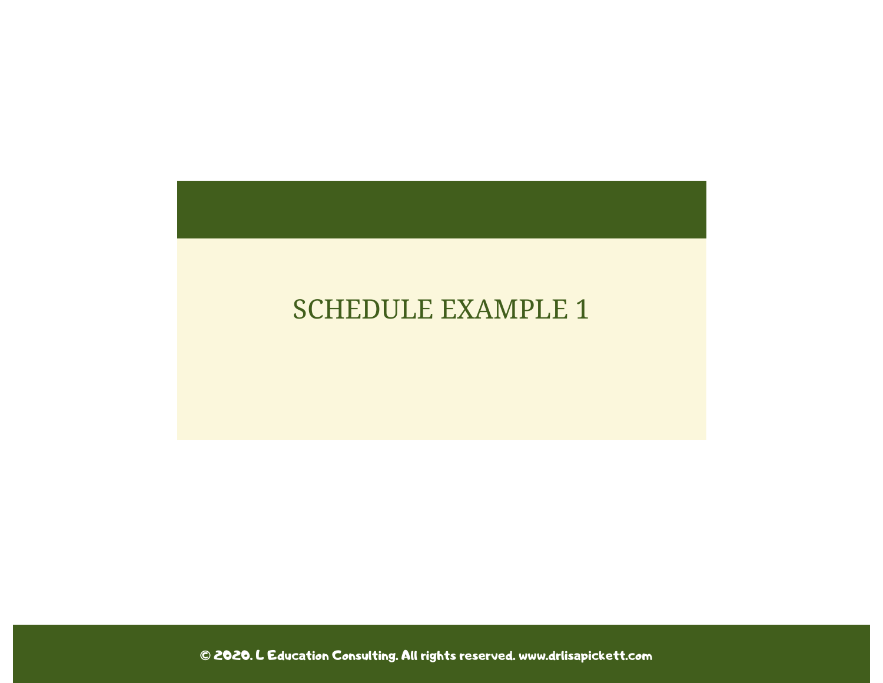# SCHEDULE EXAMPLE 1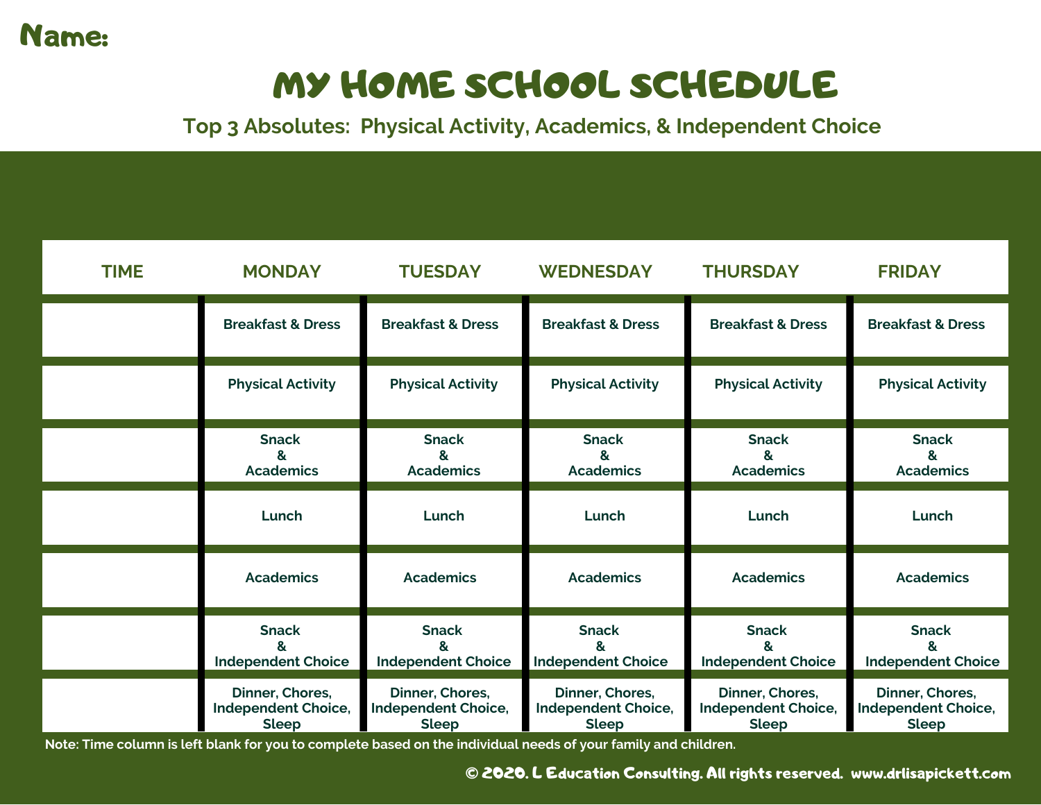**Name:**

# MY HOME SCHOOL SCHEDULE

**Top 3 Absolutes: Physical Activity, Academics, & Independent Choice**

| TIME | MONDAY | TUESDAY | WEDNESDAY | THURSDAY | FRIDAY |
|---|---|---|---|---|---|
| | Breakfast & Dress | Breakfast & Dress | Breakfast & Dress | Breakfast & Dress | Breakfast & Dress |
| | Physical Activity | Physical Activity | Physical Activity | Physical Activity | Physical Activity |
| | Snack & Academics | Snack & Academics | Snack & Academics | Snack & Academics | Snack & Academics |
| | Lunch | Lunch | Lunch | Lunch | Lunch |
| | Academics | Academics | Academics | Academics | Academics |
| | Snack & Independent Choice | Snack & Independent Choice | Snack & Independent Choice | Snack & Independent Choice | Snack & Independent Choice |
| | Dinner, Chores, Independent Choice, Sleep | Dinner, Chores, Independent Choice, Sleep | Dinner, Chores, Independent Choice, Sleep | Dinner, Chores, Independent Choice, Sleep | Dinner, Chores, Independent Choice, Sleep |

Note: Time column is left blank for you to complete based on the individual needs of your family and children.

© 2020. L Education Consulting. All rights reserved. www.drlisapickett.com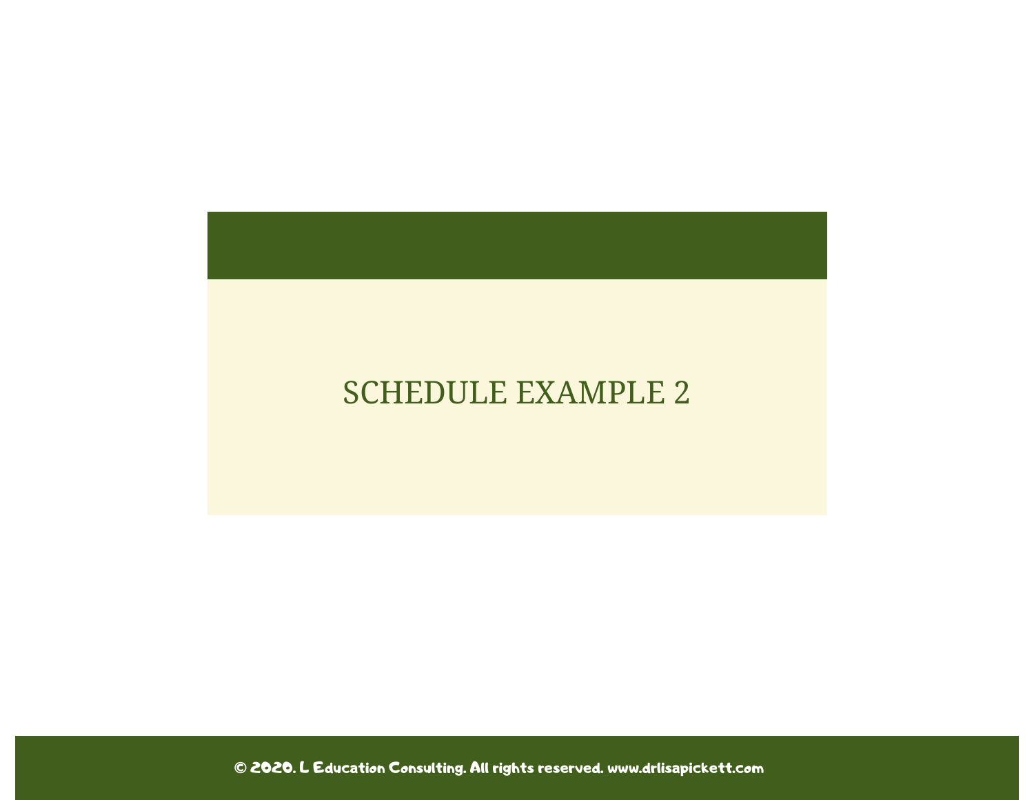# SCHEDULE EXAMPLE 2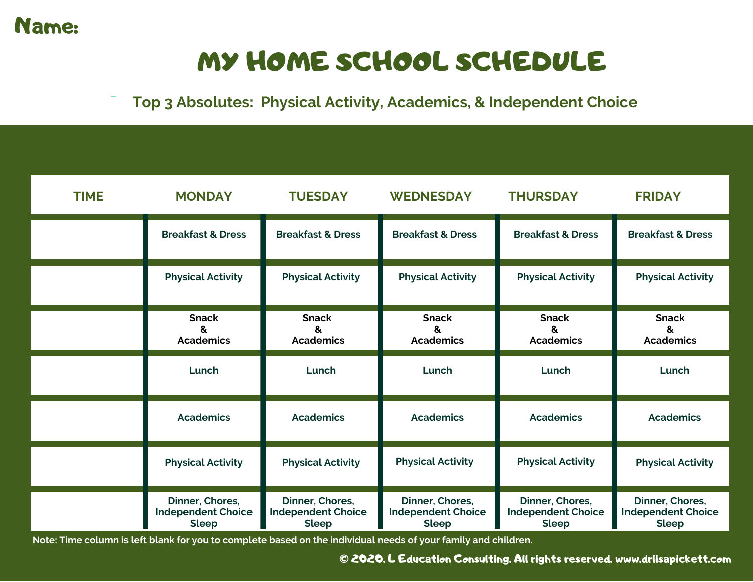**Name:**

# MY HOME SCHOOL SCHEDULE

## Top 3 Absolutes: Physical Activity, Academics, & Independent Choice

| TIME | MONDAY | TUESDAY | WEDNESDAY | THURSDAY | FRIDAY |
|---|---|---|---|---|---|
| | Breakfast & Dress | Breakfast & Dress | Breakfast & Dress | Breakfast & Dress | Breakfast & Dress |
| | Physical Activity | Physical Activity | Physical Activity | Physical Activity | Physical Activity |
| | Snack & Academics | Snack & Academics | Snack & Academics | Snack & Academics | Snack & Academics |
| | Lunch | Lunch | Lunch | Lunch | Lunch |
| | Academics | Academics | Academics | Academics | Academics |
| | Physical Activity | Physical Activity | Physical Activity | Physical Activity | Physical Activity |
| | Dinner, Chores, Independent Choice Sleep | Dinner, Chores, Independent Choice Sleep | Dinner, Chores, Independent Choice Sleep | Dinner, Chores, Independent Choice Sleep | Dinner, Chores, Independent Choice Sleep |

**Note: Time column is left blank for you to complete based on the individual needs of your family and children.**

© 2020. L Education Consulting. All rights reserved. www.drlisapickett.com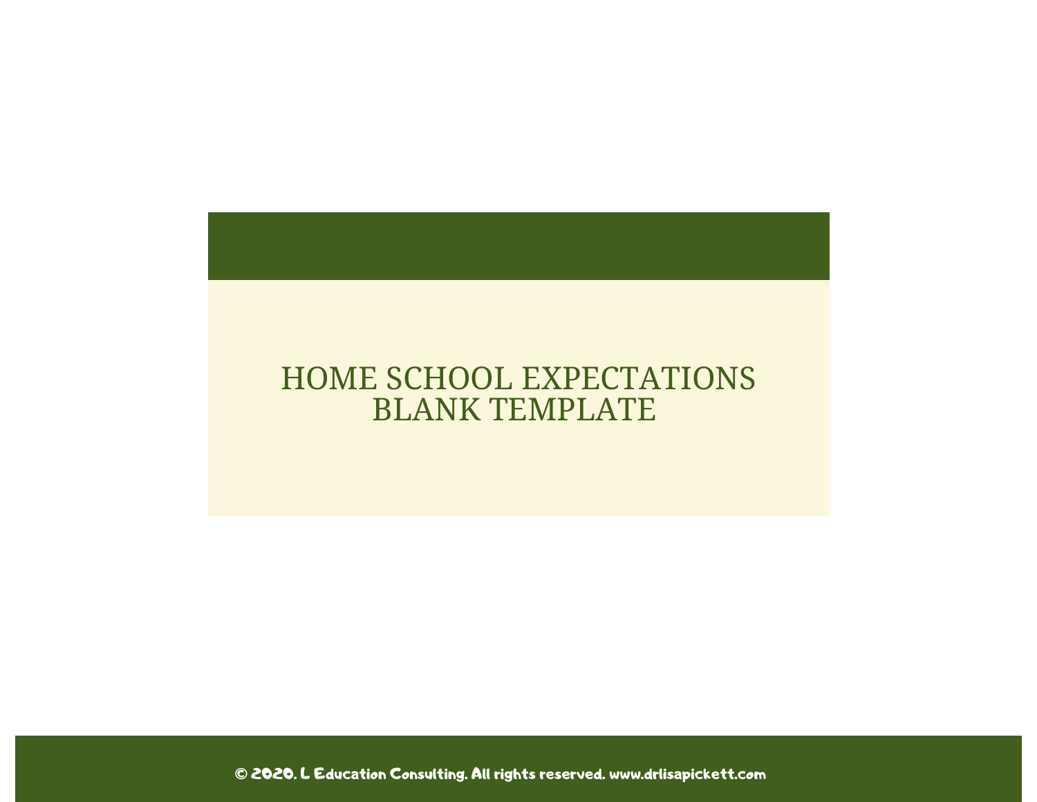# HOME SCHOOL EXPECTATIONS BLANK TEMPLATE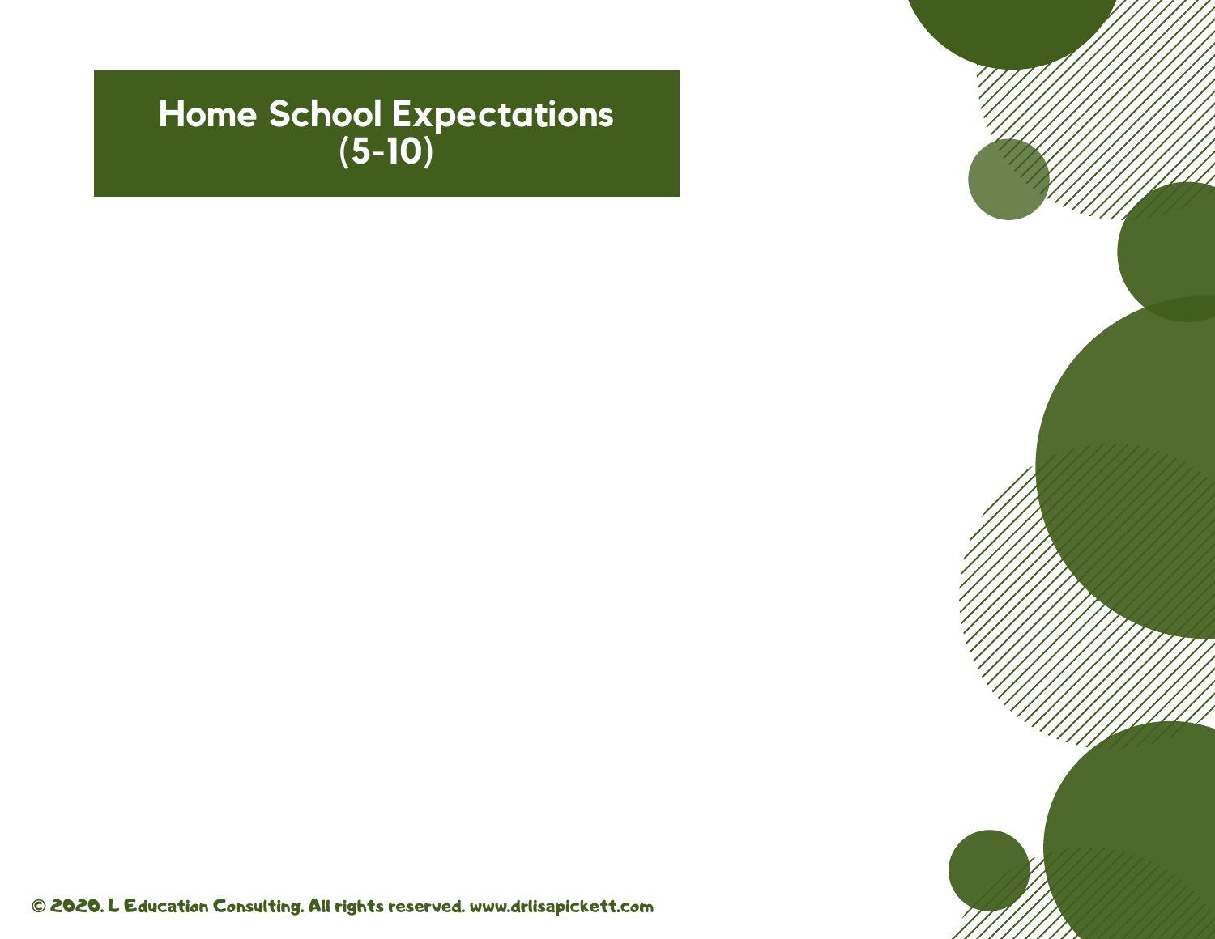# Home School Expectations (5-10)

© 2020. L Education Consulting. All rights reserved. www.drlisapickett.com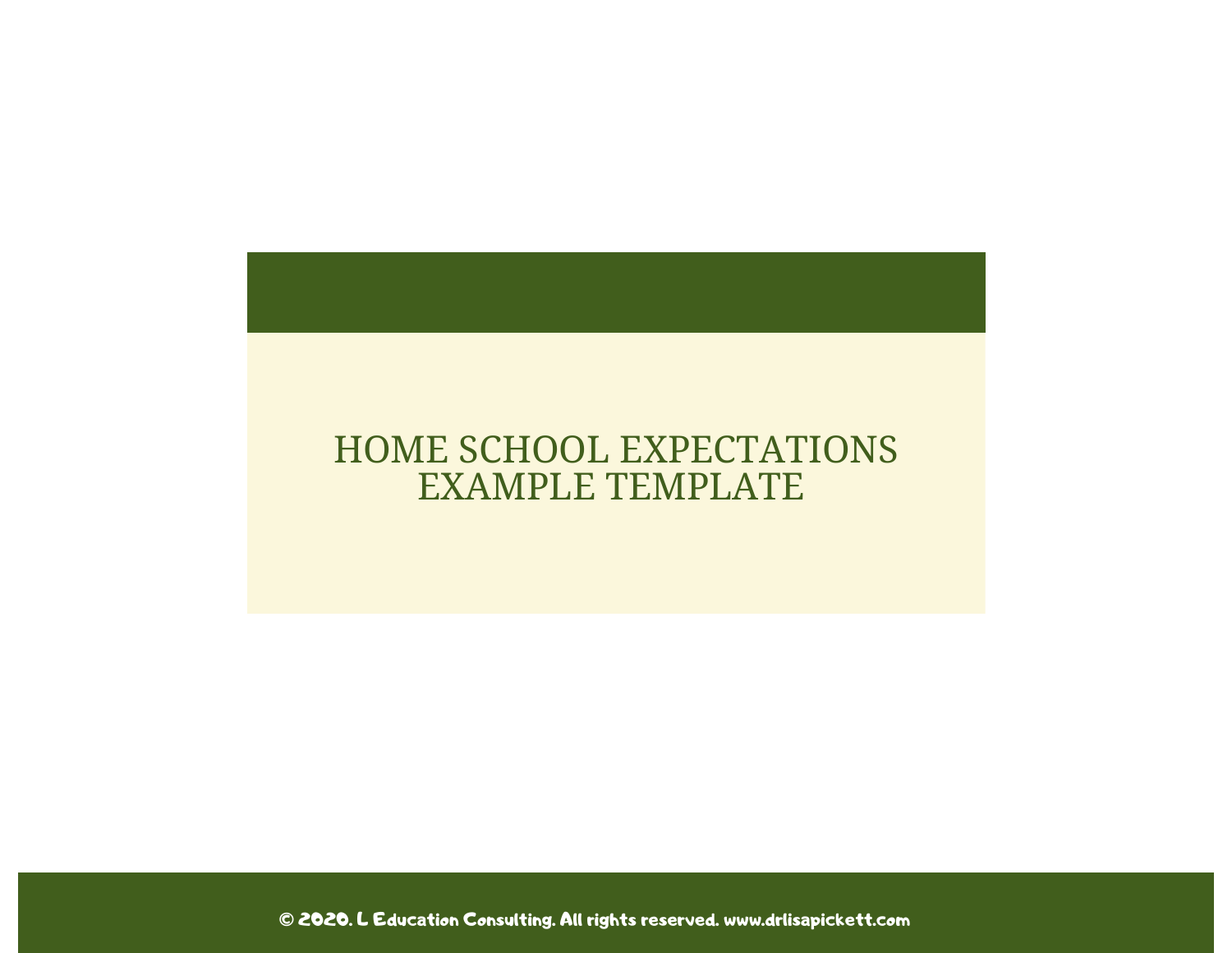# HOME SCHOOL EXPECTATIONS EXAMPLE TEMPLATE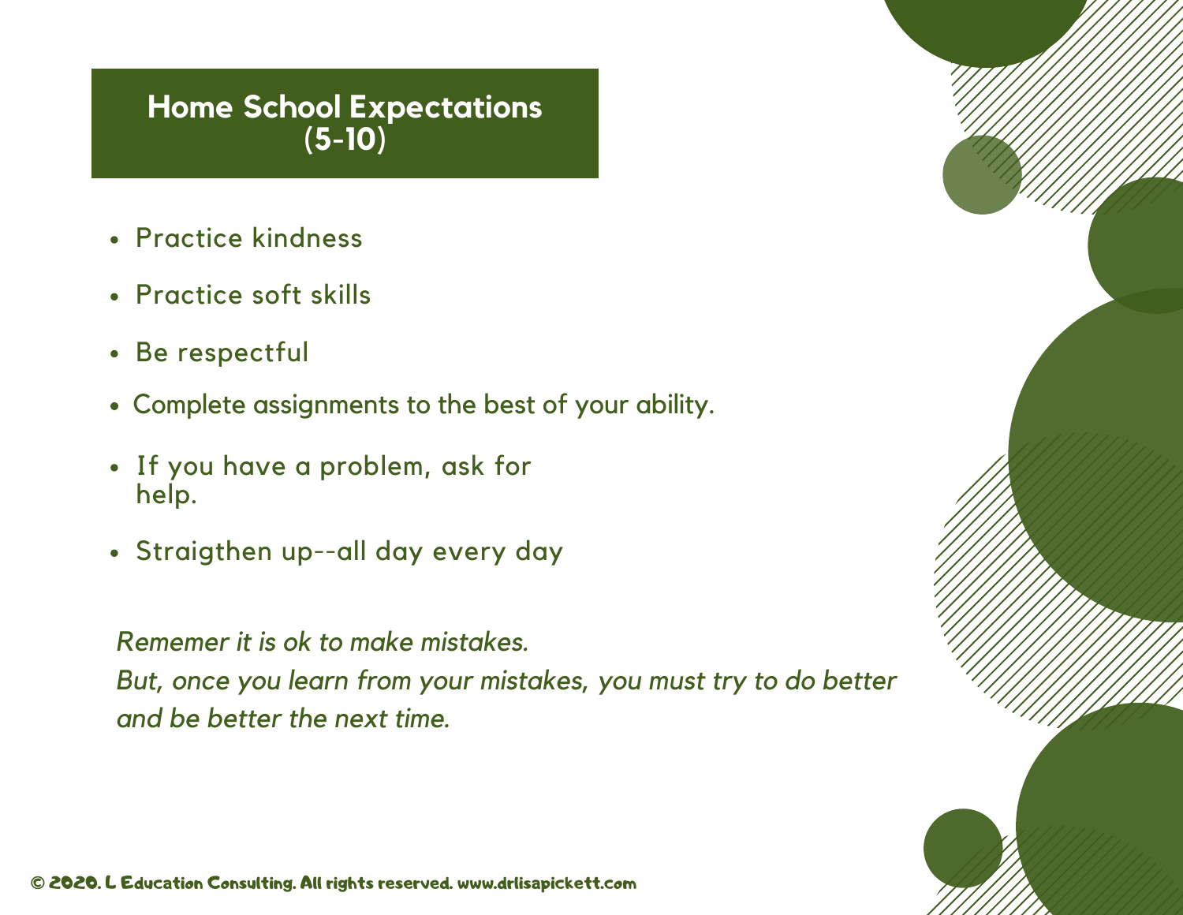# Home School Expectations (5-10)

- Practice kindness
- Practice soft skills
- Be respectful
- Complete assignments to the best of your ability.
- If you have a problem, ask for help.
- Straigthen up--all day every day

*Rememer it is ok to make mistakes.*
*But, once you learn from your mistakes, you must try to do better and be better the next time.*

© 2020. L Education Consulting. All rights reserved. www.drlisapickett.com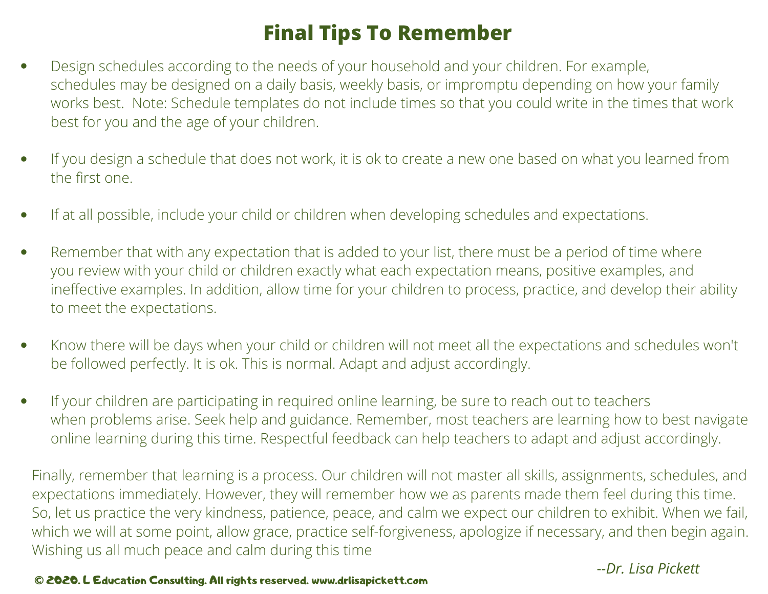# Final Tips To Remember

- Design schedules according to the needs of your household and your children. For example, schedules may be designed on a daily basis, weekly basis, or impromptu depending on how your family works best.  Note: Schedule templates do not include times so that you could write in the times that work best for you and the age of your children.

- If you design a schedule that does not work, it is ok to create a new one based on what you learned from the first one.

- If at all possible, include your child or children when developing schedules and expectations.

- Remember that with any expectation that is added to your list, there must be a period of time where you review with your child or children exactly what each expectation means, positive examples, and ineffective examples. In addition, allow time for your children to process, practice, and develop their ability to meet the expectations.

- Know there will be days when your child or children will not meet all the expectations and schedules won't be followed perfectly. It is ok. This is normal. Adapt and adjust accordingly.

- If your children are participating in required online learning, be sure to reach out to teachers when problems arise. Seek help and guidance. Remember, most teachers are learning how to best navigate online learning during this time. Respectful feedback can help teachers to adapt and adjust accordingly.

Finally, remember that learning is a process. Our children will not master all skills, assignments, schedules, and expectations immediately. However, they will remember how we as parents made them feel during this time. So, let us practice the very kindness, patience, peace, and calm we expect our children to exhibit. When we fail, which we will at some point, allow grace, practice self-forgiveness, apologize if necessary, and then begin again. Wishing us all much peace and calm during this time

*--Dr. Lisa Pickett*

**© 2020. L Education Consulting. All rights reserved. www.drlisapickett.com**